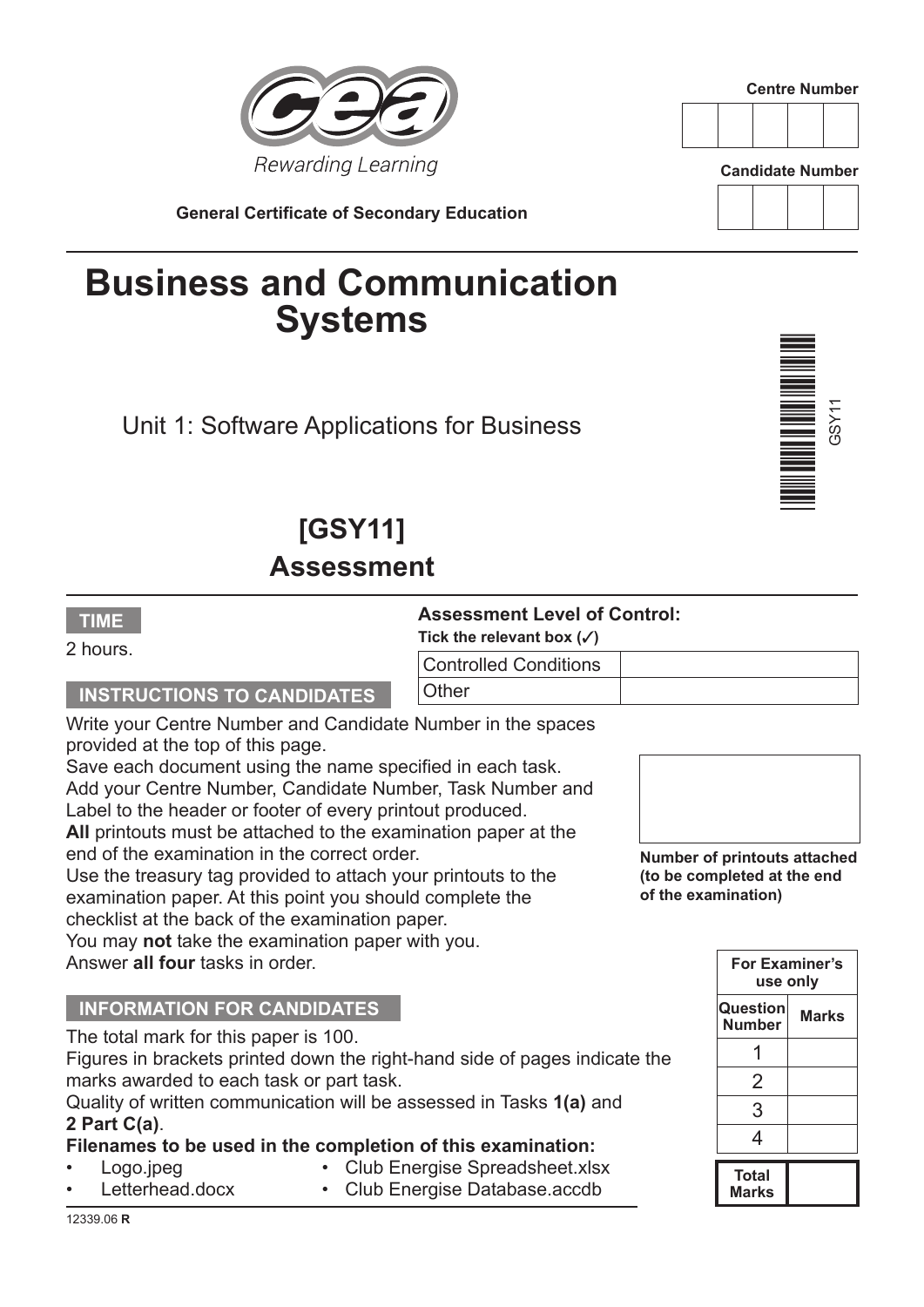Rewarding Learning

General Certificate of Secondary Education

Centre Number

| | | | | |
|---|---|---|---|---|
| | | | | |

Candidate Number

| | | | |
|---|---|---|---|
| | | | |

# Business and Communication Systems

## Unit 1: Software Applications for Business

GSY11

## [GSY11]

## Assessment

**TIME**

2 hours.

**Assessment Level of Control:**

**Tick the relevant box (✓)**

| Controlled Conditions | |
|---|---|
| Other | |

**INSTRUCTIONS TO CANDIDATES**

Write your Centre Number and Candidate Number in the spaces provided at the top of this page.
Save each document using the name specified in each task.
Add your Centre Number, Candidate Number, Task Number and Label to the header or footer of every printout produced.
**All** printouts must be attached to the examination paper at the end of the examination in the correct order.
Use the treasury tag provided to attach your printouts to the examination paper. At this point you should complete the checklist at the back of the examination paper.
You may **not** take the examination paper with you.
Answer **all four** tasks in order.

**Number of printouts attached (to be completed at the end of the examination)**

**INFORMATION FOR CANDIDATES**

The total mark for this paper is 100.
Figures in brackets printed down the right-hand side of pages indicate the marks awarded to each task or part task.
Quality of written communication will be assessed in Tasks **1(a)** and **2 Part C(a)**.

**Filenames to be used in the completion of this examination:**

- Logo.jpeg
- Letterhead.docx
- Club Energise Spreadsheet.xlsx
- Club Energise Database.accdb

| For Examiner's use only | |
|---|---|
| **Question Number** | **Marks** |
| 1 | |
| 2 | |
| 3 | |
| 4 | |
| **Total Marks** | |

12339.06 **R**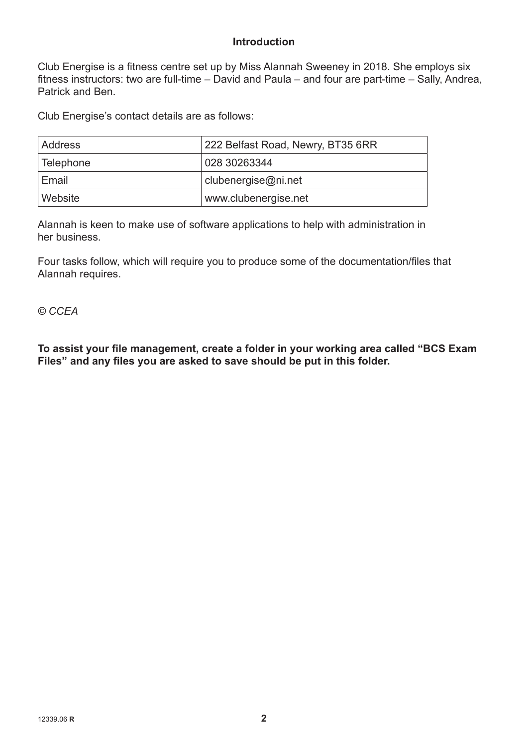## Introduction

Club Energise is a fitness centre set up by Miss Alannah Sweeney in 2018. She employs six fitness instructors: two are full-time – David and Paula – and four are part-time – Sally, Andrea, Patrick and Ben.

Club Energise's contact details are as follows:

| | |
|---|---|
| Address | 222 Belfast Road, Newry, BT35 6RR |
| Telephone | 028 30263344 |
| Email | clubenergise@ni.net |
| Website | www.clubenergise.net |

Alannah is keen to make use of software applications to help with administration in her business.

Four tasks follow, which will require you to produce some of the documentation/files that Alannah requires.

*© CCEA*

**To assist your file management, create a folder in your working area called "BCS Exam Files" and any files you are asked to save should be put in this folder.**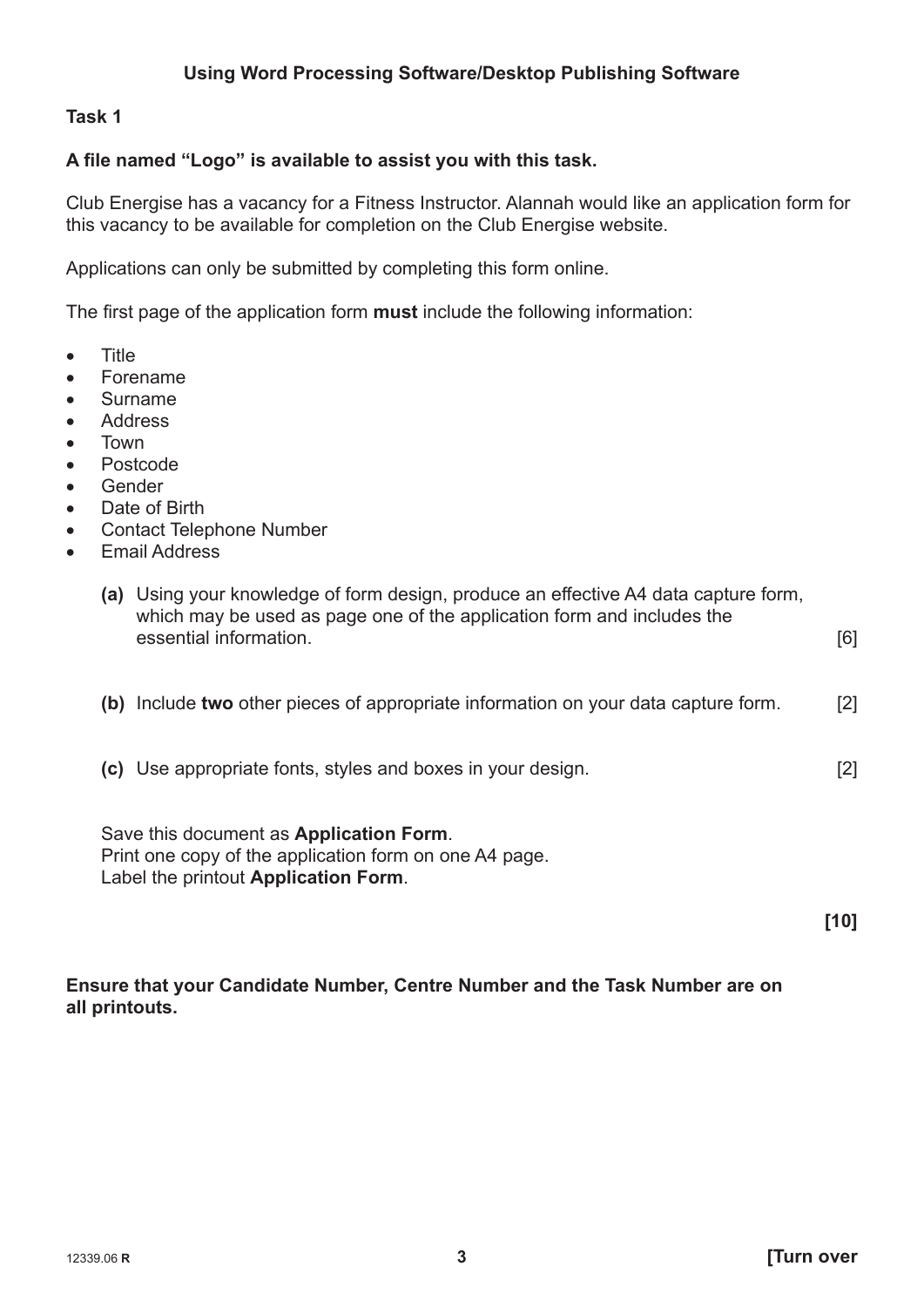## Using Word Processing Software/Desktop Publishing Software

### Task 1

**A file named "Logo" is available to assist you with this task.**

Club Energise has a vacancy for a Fitness Instructor. Alannah would like an application form for this vacancy to be available for completion on the Club Energise website.

Applications can only be submitted by completing this form online.

The first page of the application form **must** include the following information:

- Title
- Forename
- Surname
- Address
- Town
- Postcode
- Gender
- Date of Birth
- Contact Telephone Number
- Email Address

**(a)** Using your knowledge of form design, produce an effective A4 data capture form, which may be used as page one of the application form and includes the essential information. [6]

**(b)** Include **two** other pieces of appropriate information on your data capture form. [2]

**(c)** Use appropriate fonts, styles and boxes in your design. [2]

Save this document as **Application Form**.
Print one copy of the application form on one A4 page.
Label the printout **Application Form**.

**[10]**

**Ensure that your Candidate Number, Centre Number and the Task Number are on all printouts.**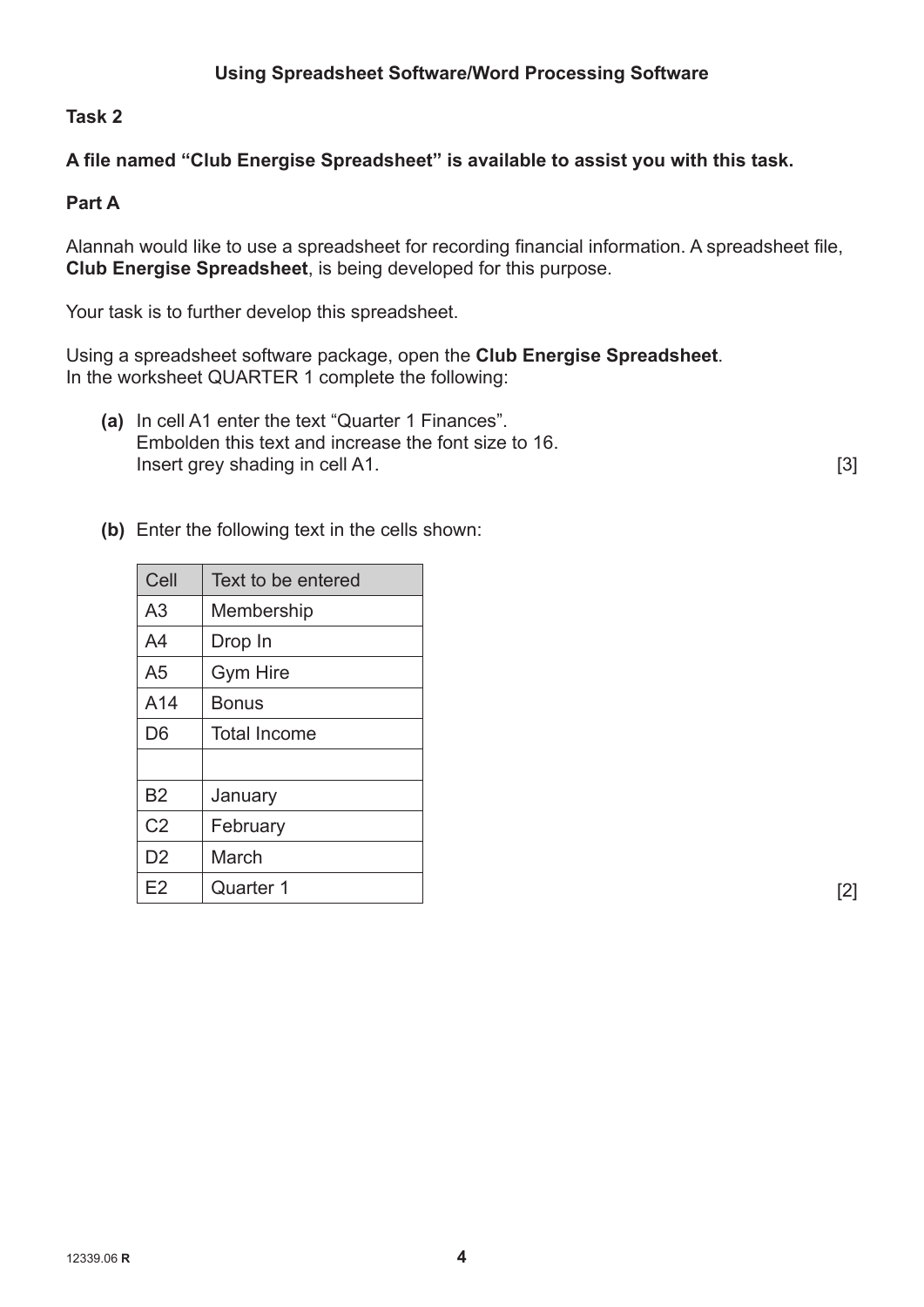## Using Spreadsheet Software/Word Processing Software

**Task 2**

**A file named "Club Energise Spreadsheet" is available to assist you with this task.**

**Part A**

Alannah would like to use a spreadsheet for recording financial information. A spreadsheet file, **Club Energise Spreadsheet**, is being developed for this purpose.

Your task is to further develop this spreadsheet.

Using a spreadsheet software package, open the **Club Energise Spreadsheet**.
In the worksheet QUARTER 1 complete the following:

**(a)** In cell A1 enter the text "Quarter 1 Finances".
Embolden this text and increase the font size to 16.
Insert grey shading in cell A1. [3]

**(b)** Enter the following text in the cells shown:

| Cell | Text to be entered |
|---|---|
| A3 | Membership |
| A4 | Drop In |
| A5 | Gym Hire |
| A14 | Bonus |
| D6 | Total Income |
| | |
| B2 | January |
| C2 | February |
| D2 | March |
| E2 | Quarter 1 |

[2]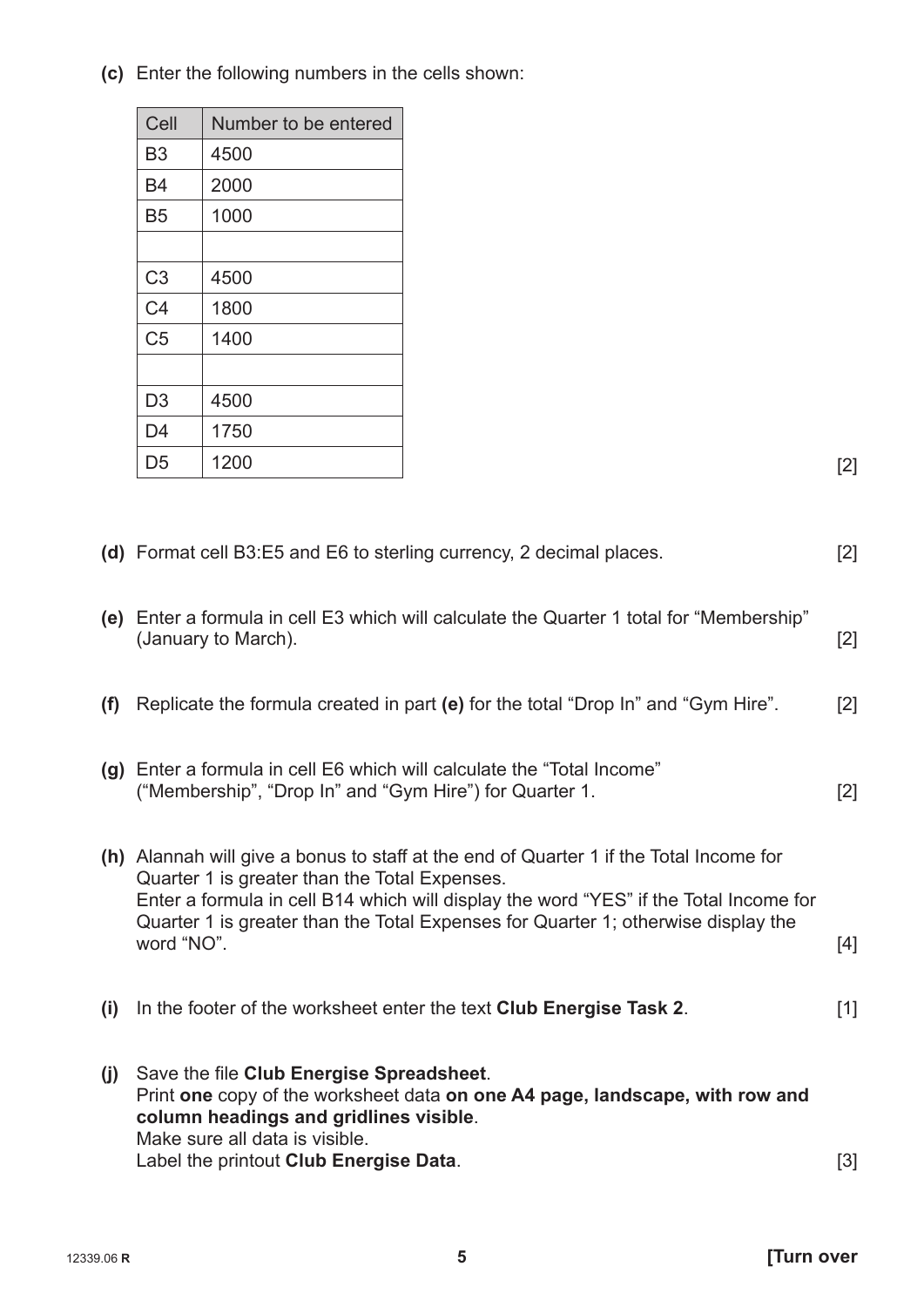**(c)** Enter the following numbers in the cells shown:

| Cell | Number to be entered |
|---|---|
| B3 | 4500 |
| B4 | 2000 |
| B5 | 1000 |
| | |
| C3 | 4500 |
| C4 | 1800 |
| C5 | 1400 |
| | |
| D3 | 4500 |
| D4 | 1750 |
| D5 | 1200 |

[2]

**(d)** Format cell B3:E5 and E6 to sterling currency, 2 decimal places. [2]

**(e)** Enter a formula in cell E3 which will calculate the Quarter 1 total for "Membership" (January to March). [2]

**(f)** Replicate the formula created in part **(e)** for the total "Drop In" and "Gym Hire". [2]

**(g)** Enter a formula in cell E6 which will calculate the "Total Income" ("Membership", "Drop In" and "Gym Hire") for Quarter 1. [2]

**(h)** Alannah will give a bonus to staff at the end of Quarter 1 if the Total Income for Quarter 1 is greater than the Total Expenses.
Enter a formula in cell B14 which will display the word "YES" if the Total Income for Quarter 1 is greater than the Total Expenses for Quarter 1; otherwise display the word "NO". [4]

**(i)** In the footer of the worksheet enter the text **Club Energise Task 2**. [1]

**(j)** Save the file **Club Energise Spreadsheet**.
Print **one** copy of the worksheet data **on one A4 page, landscape, with row and column headings and gridlines visible**.
Make sure all data is visible.
Label the printout **Club Energise Data**. [3]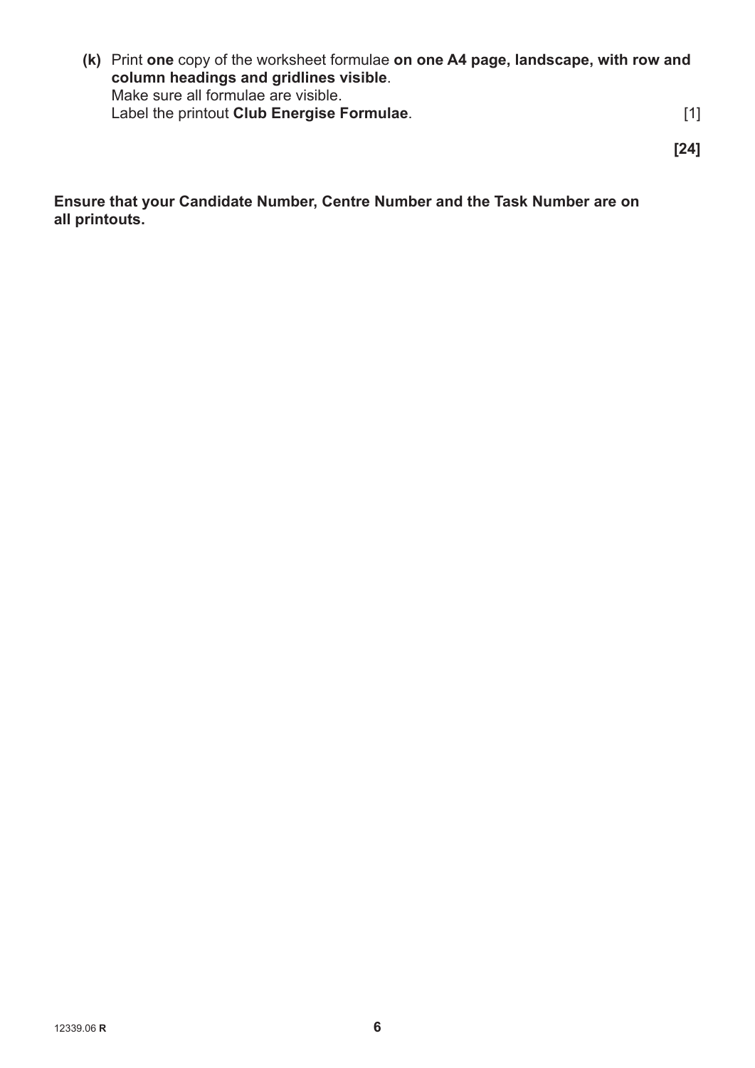**(k)** Print **one** copy of the worksheet formulae **on one A4 page, landscape, with row and column headings and gridlines visible**.
Make sure all formulae are visible.
Label the printout **Club Energise Formulae**. [1]

**[24]**

**Ensure that your Candidate Number, Centre Number and the Task Number are on all printouts.**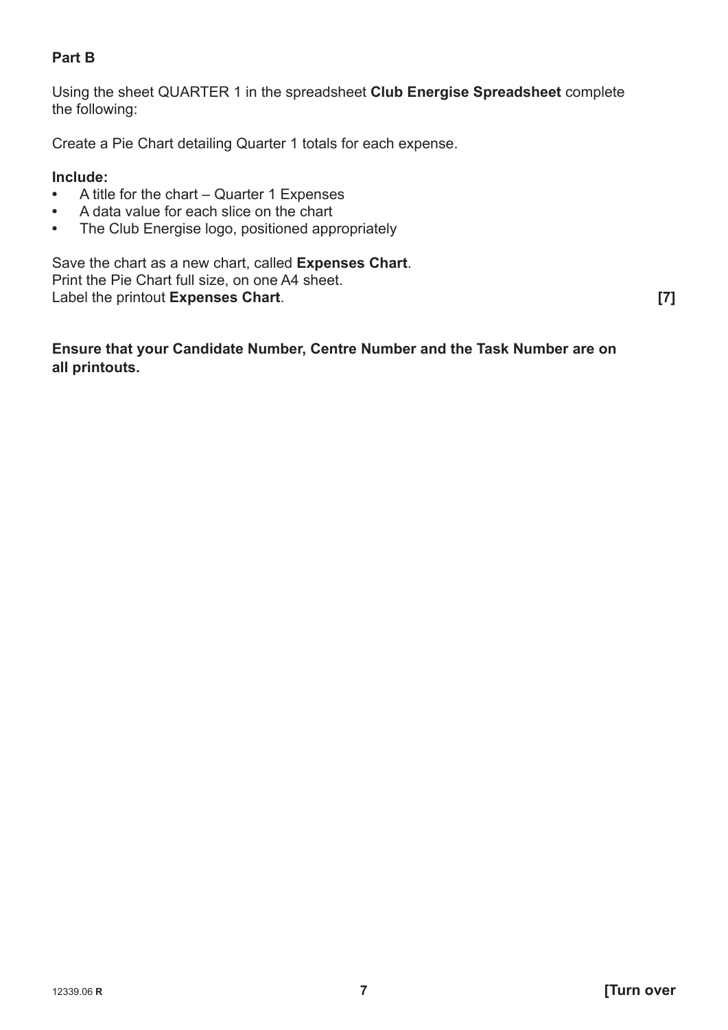## Part B

Using the sheet QUARTER 1 in the spreadsheet **Club Energise Spreadsheet** complete the following:

Create a Pie Chart detailing Quarter 1 totals for each expense.

**Include:**

- A title for the chart – Quarter 1 Expenses
- A data value for each slice on the chart
- The Club Energise logo, positioned appropriately

Save the chart as a new chart, called **Expenses Chart**.
Print the Pie Chart full size, on one A4 sheet.
Label the printout **Expenses Chart**. **[7]**

**Ensure that your Candidate Number, Centre Number and the Task Number are on all printouts.**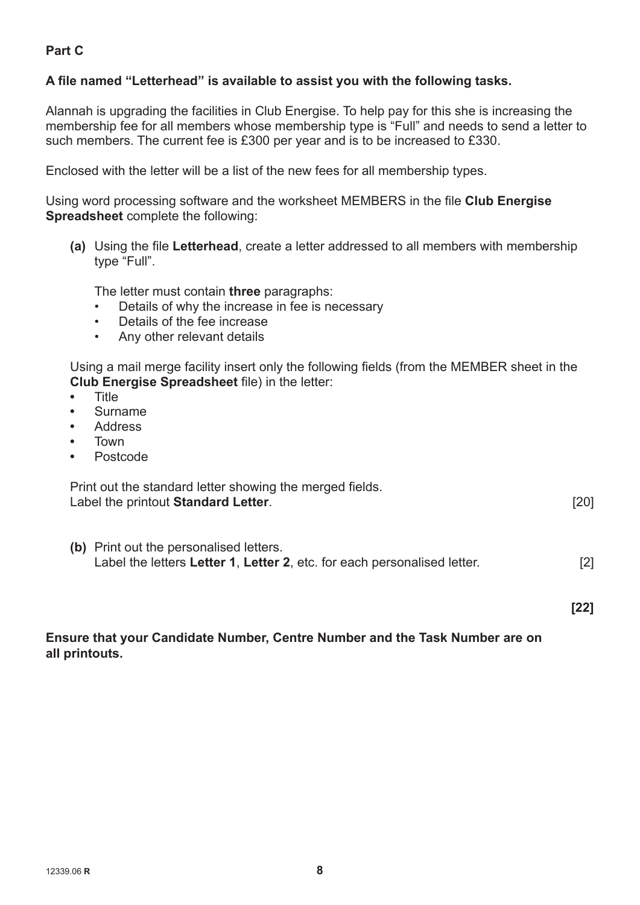**Part C**

**A file named "Letterhead" is available to assist you with the following tasks.**

Alannah is upgrading the facilities in Club Energise. To help pay for this she is increasing the membership fee for all members whose membership type is "Full" and needs to send a letter to such members. The current fee is £300 per year and is to be increased to £330.

Enclosed with the letter will be a list of the new fees for all membership types.

Using word processing software and the worksheet MEMBERS in the file **Club Energise Spreadsheet** complete the following:

**(a)** Using the file **Letterhead**, create a letter addressed to all members with membership type "Full".

The letter must contain **three** paragraphs:

- Details of why the increase in fee is necessary
- Details of the fee increase
- Any other relevant details

Using a mail merge facility insert only the following fields (from the MEMBER sheet in the **Club Energise Spreadsheet** file) in the letter:

- Title
- Surname
- Address
- Town
- Postcode

Print out the standard letter showing the merged fields.
Label the printout **Standard Letter**. [20]

**(b)** Print out the personalised letters.
Label the letters **Letter 1**, **Letter 2**, etc. for each personalised letter. [2]

**[22]**

**Ensure that your Candidate Number, Centre Number and the Task Number are on all printouts.**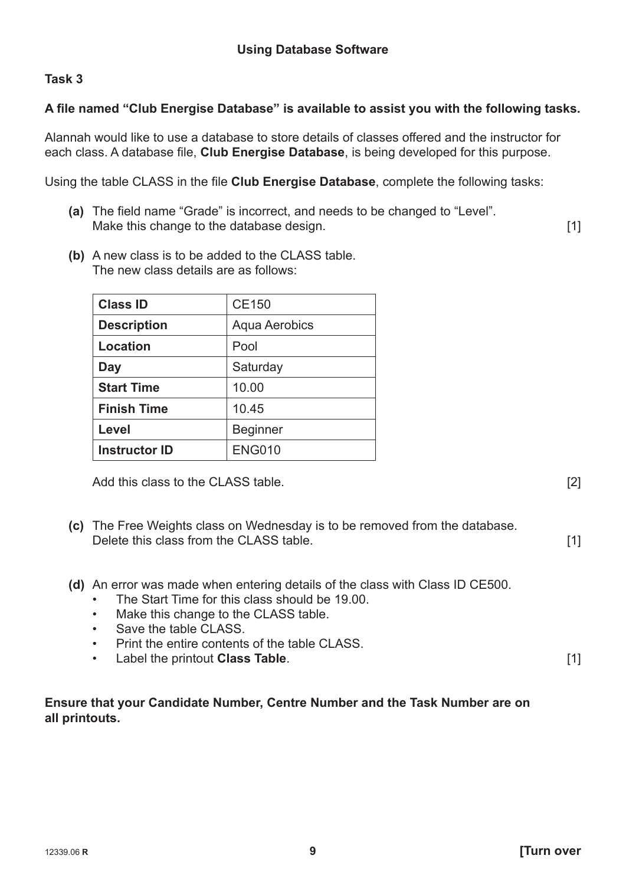## Using Database Software

**Task 3**

**A file named "Club Energise Database" is available to assist you with the following tasks.**

Alannah would like to use a database to store details of classes offered and the instructor for each class. A database file, **Club Energise Database**, is being developed for this purpose.

Using the table CLASS in the file **Club Energise Database**, complete the following tasks:

**(a)** The field name "Grade" is incorrect, and needs to be changed to "Level". Make this change to the database design. [1]

**(b)** A new class is to be added to the CLASS table. The new class details are as follows:

| | |
|---|---|
| **Class ID** | CE150 |
| **Description** | Aqua Aerobics |
| **Location** | Pool |
| **Day** | Saturday |
| **Start Time** | 10.00 |
| **Finish Time** | 10.45 |
| **Level** | Beginner |
| **Instructor ID** | ENG010 |

Add this class to the CLASS table. [2]

**(c)** The Free Weights class on Wednesday is to be removed from the database. Delete this class from the CLASS table. [1]

**(d)** An error was made when entering details of the class with Class ID CE500.

- The Start Time for this class should be 19.00.
- Make this change to the CLASS table.
- Save the table CLASS.
- Print the entire contents of the table CLASS.
- Label the printout **Class Table**. [1]

**Ensure that your Candidate Number, Centre Number and the Task Number are on all printouts.**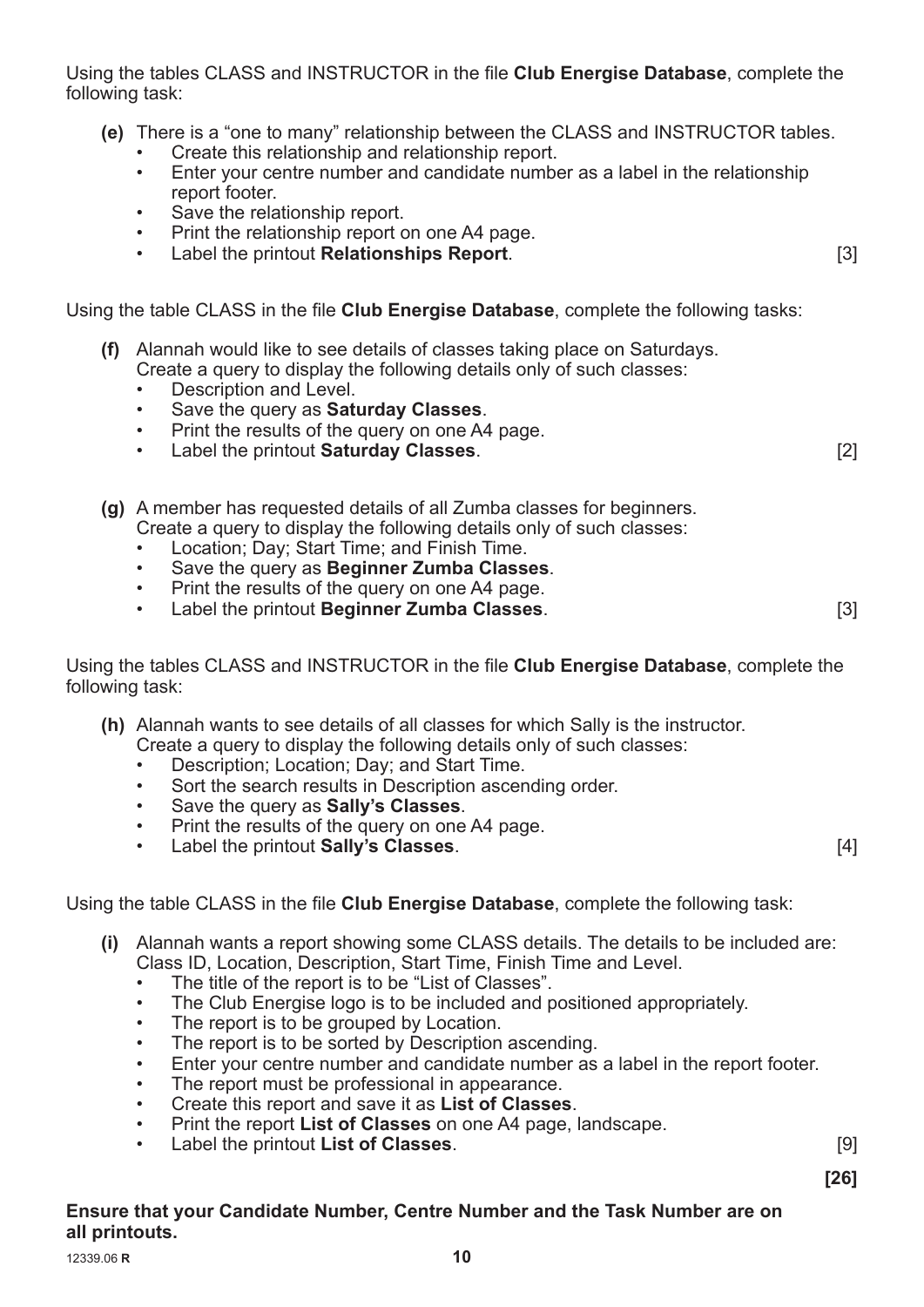Using the tables CLASS and INSTRUCTOR in the file **Club Energise Database**, complete the following task:

**(e)** There is a "one to many" relationship between the CLASS and INSTRUCTOR tables.
- Create this relationship and relationship report.
- Enter your centre number and candidate number as a label in the relationship report footer.
- Save the relationship report.
- Print the relationship report on one A4 page.
- Label the printout **Relationships Report**. [3]

Using the table CLASS in the file **Club Energise Database**, complete the following tasks:

**(f)** Alannah would like to see details of classes taking place on Saturdays.
Create a query to display the following details only of such classes:
- Description and Level.
- Save the query as **Saturday Classes**.
- Print the results of the query on one A4 page.
- Label the printout **Saturday Classes**. [2]

**(g)** A member has requested details of all Zumba classes for beginners.
Create a query to display the following details only of such classes:
- Location; Day; Start Time; and Finish Time.
- Save the query as **Beginner Zumba Classes**.
- Print the results of the query on one A4 page.
- Label the printout **Beginner Zumba Classes**. [3]

Using the tables CLASS and INSTRUCTOR in the file **Club Energise Database**, complete the following task:

**(h)** Alannah wants to see details of all classes for which Sally is the instructor.
Create a query to display the following details only of such classes:
- Description; Location; Day; and Start Time.
- Sort the search results in Description ascending order.
- Save the query as **Sally's Classes**.
- Print the results of the query on one A4 page.
- Label the printout **Sally's Classes**. [4]

Using the table CLASS in the file **Club Energise Database**, complete the following task:

**(i)** Alannah wants a report showing some CLASS details. The details to be included are: Class ID, Location, Description, Start Time, Finish Time and Level.
- The title of the report is to be "List of Classes".
- The Club Energise logo is to be included and positioned appropriately.
- The report is to be grouped by Location.
- The report is to be sorted by Description ascending.
- Enter your centre number and candidate number as a label in the report footer.
- The report must be professional in appearance.
- Create this report and save it as **List of Classes**.
- Print the report **List of Classes** on one A4 page, landscape.
- Label the printout **List of Classes**. [9]

**[26]**

**Ensure that your Candidate Number, Centre Number and the Task Number are on all printouts.**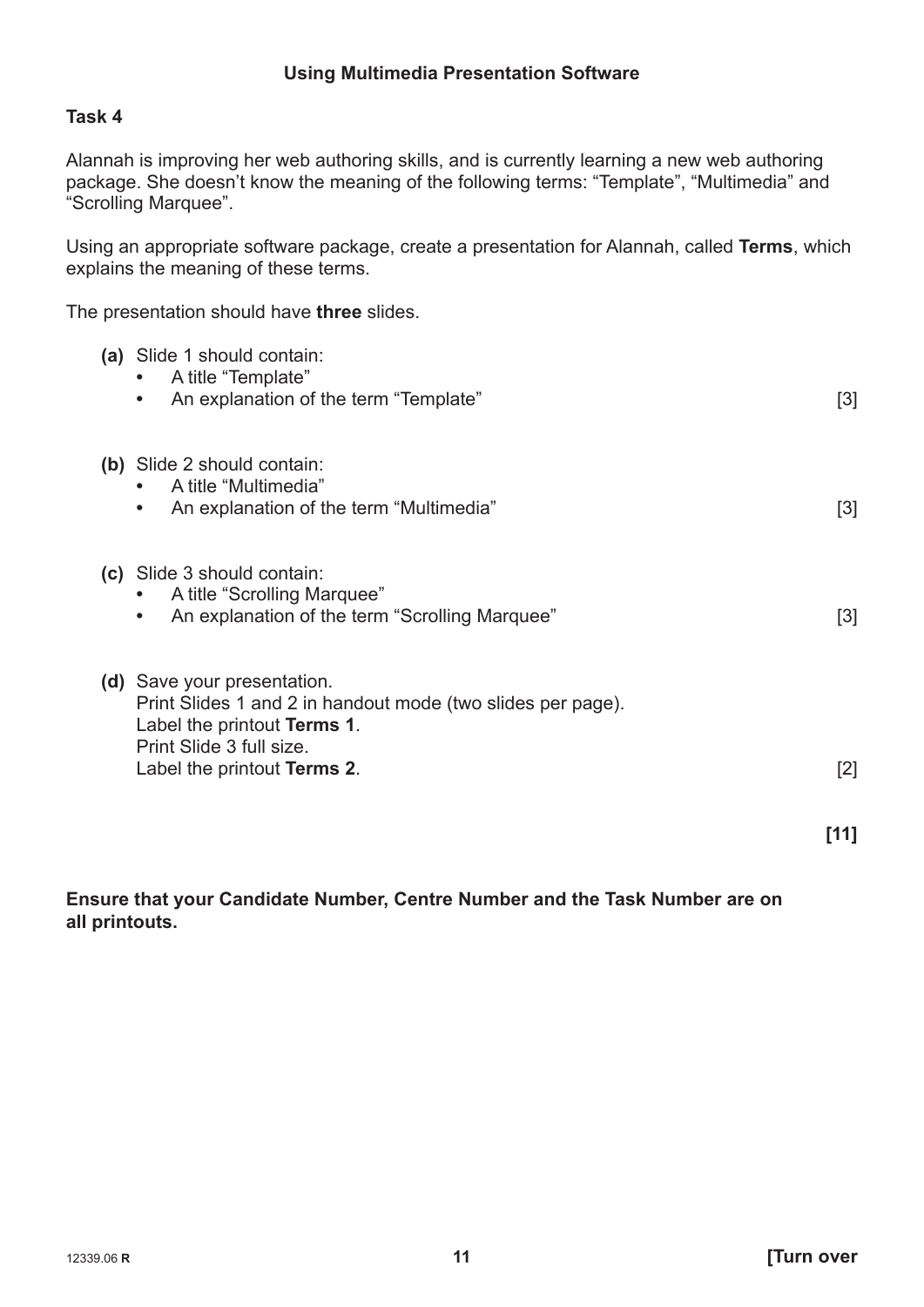## Using Multimedia Presentation Software

**Task 4**

Alannah is improving her web authoring skills, and is currently learning a new web authoring package. She doesn't know the meaning of the following terms: "Template", "Multimedia" and "Scrolling Marquee".

Using an appropriate software package, create a presentation for Alannah, called **Terms**, which explains the meaning of these terms.

The presentation should have **three** slides.

**(a)** Slide 1 should contain:
- A title "Template"
- An explanation of the term "Template" [3]

**(b)** Slide 2 should contain:
- A title "Multimedia"
- An explanation of the term "Multimedia" [3]

**(c)** Slide 3 should contain:
- A title "Scrolling Marquee"
- An explanation of the term "Scrolling Marquee" [3]

**(d)** Save your presentation.
Print Slides 1 and 2 in handout mode (two slides per page).
Label the printout **Terms 1**.
Print Slide 3 full size.
Label the printout **Terms 2**. [2]

**[11]**

**Ensure that your Candidate Number, Centre Number and the Task Number are on all printouts.**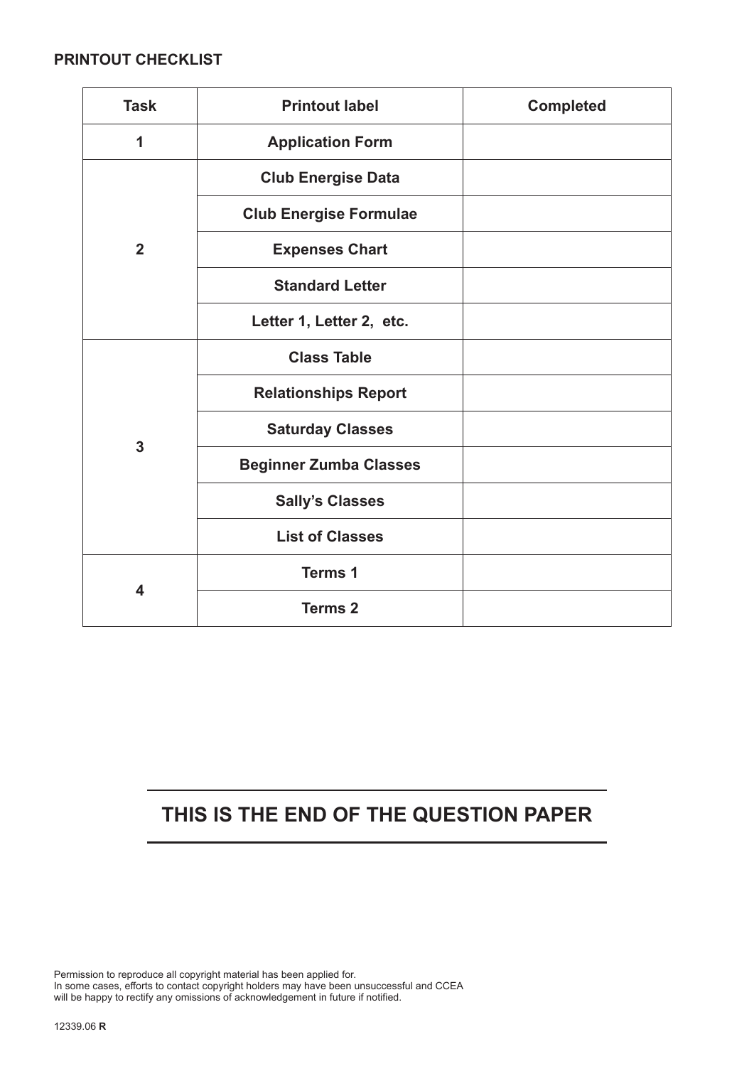**PRINTOUT CHECKLIST**

| Task | Printout label | Completed |
|---|---|---|
| 1 | Application Form | |
| 2 | Club Energise Data | |
| | Club Energise Formulae | |
| | Expenses Chart | |
| | Standard Letter | |
| | Letter 1, Letter 2, etc. | |
| 3 | Class Table | |
| | Relationships Report | |
| | Saturday Classes | |
| | Beginner Zumba Classes | |
| | Sally's Classes | |
| | List of Classes | |
| 4 | Terms 1 | |
| | Terms 2 | |

## THIS IS THE END OF THE QUESTION PAPER

Permission to reproduce all copyright material has been applied for.
In some cases, efforts to contact copyright holders may have been unsuccessful and CCEA will be happy to rectify any omissions of acknowledgement in future if notified.

12339.06 **R**